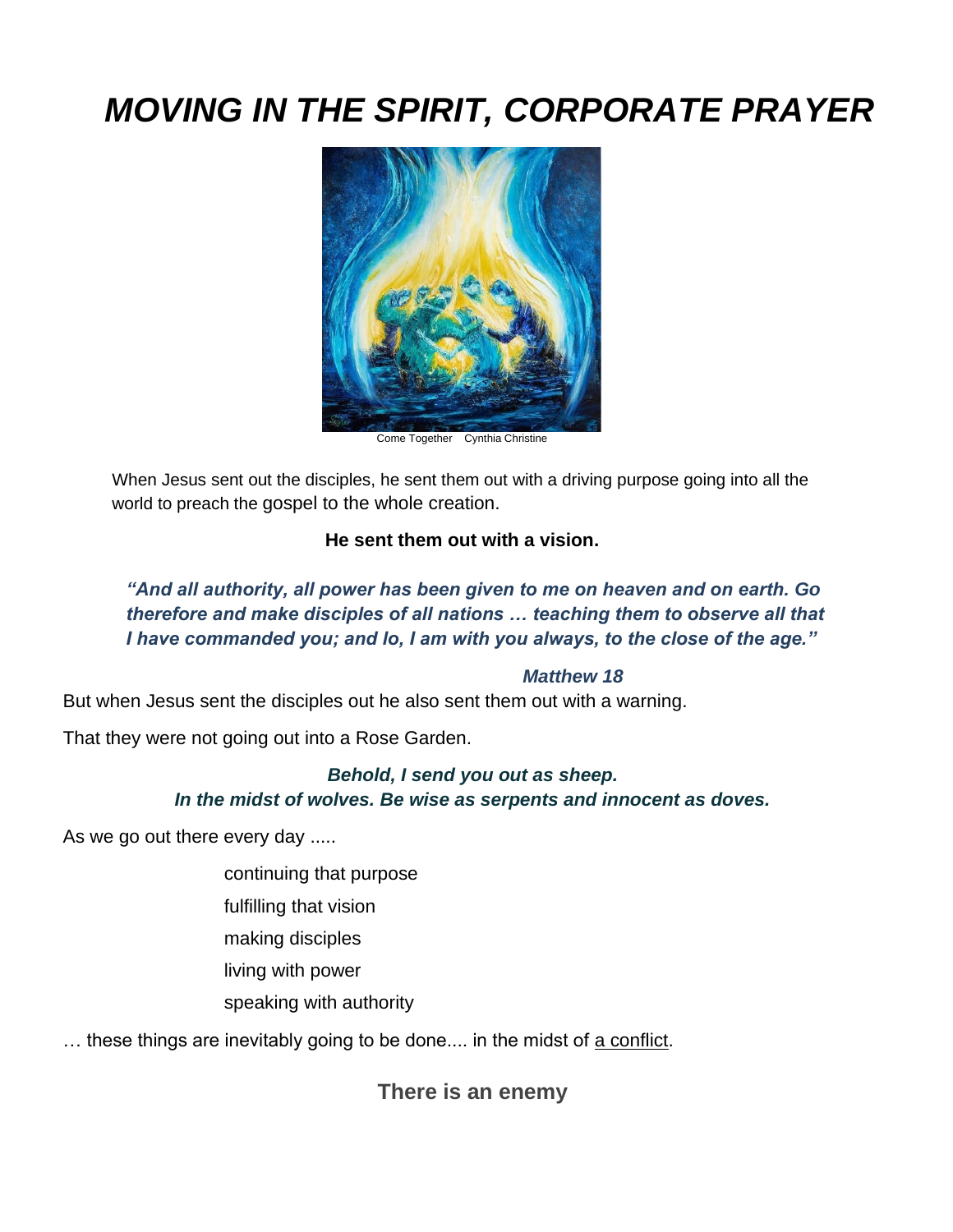# *MOVING IN THE SPIRIT, CORPORATE PRAYER*

Come Together Cynthia Christine

When Jesus sent out the disciples, he sent them out with a driving purpose going into all the world to preach the gospel to the whole creation.

**He sent them out with a vision.**

***"And all authority, all power has been given to me on heaven and on earth. Go therefore and make disciples of all nations … teaching them to observe all that I have commanded you; and lo, I am with you always, to the close of the age."***

***Matthew 18***

But when Jesus sent the disciples out he also sent them out with a warning.

That they were not going out into a Rose Garden.

***Behold, I send you out as sheep.***
***In the midst of wolves. Be wise as serpents and innocent as doves.***

As we go out there every day .....

continuing that purpose

fulfilling that vision

making disciples

living with power

speaking with authority

… these things are inevitably going to be done.... in the midst of <u>a conflict</u>.

**There is an enemy**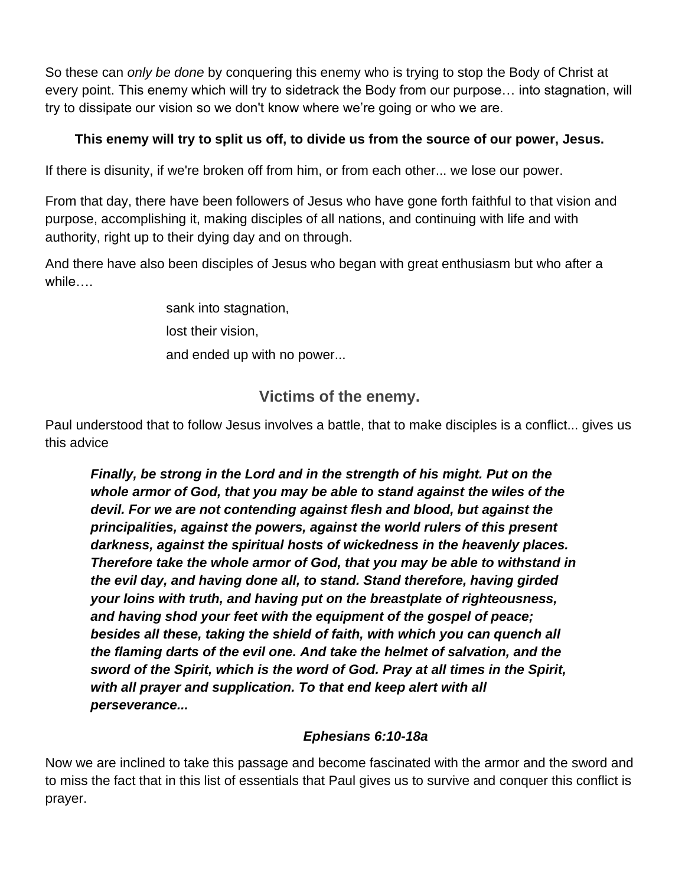So these can *only be done* by conquering this enemy who is trying to stop the Body of Christ at every point. This enemy which will try to sidetrack the Body from our purpose… into stagnation, will try to dissipate our vision so we don't know where we're going or who we are.

**This enemy will try to split us off, to divide us from the source of our power, Jesus.**

If there is disunity, if we're broken off from him, or from each other... we lose our power.

From that day, there have been followers of Jesus who have gone forth faithful to that vision and purpose, accomplishing it, making disciples of all nations, and continuing with life and with authority, right up to their dying day and on through.

And there have also been disciples of Jesus who began with great enthusiasm but who after a while….

sank into stagnation,
lost their vision,
and ended up with no power...

## Victims of the enemy.

Paul understood that to follow Jesus involves a battle, that to make disciples is a conflict... gives us this advice

> ***Finally, be strong in the Lord and in the strength of his might. Put on the whole armor of God, that you may be able to stand against the wiles of the devil. For we are not contending against flesh and blood, but against the principalities, against the powers, against the world rulers of this present darkness, against the spiritual hosts of wickedness in the heavenly places. Therefore take the whole armor of God, that you may be able to withstand in the evil day, and having done all, to stand. Stand therefore, having girded your loins with truth, and having put on the breastplate of righteousness, and having shod your feet with the equipment of the gospel of peace; besides all these, taking the shield of faith, with which you can quench all the flaming darts of the evil one. And take the helmet of salvation, and the sword of the Spirit, which is the word of God. Pray at all times in the Spirit, with all prayer and supplication. To that end keep alert with all perseverance...***
>
> ***Ephesians 6:10-18a***

Now we are inclined to take this passage and become fascinated with the armor and the sword and to miss the fact that in this list of essentials that Paul gives us to survive and conquer this conflict is prayer.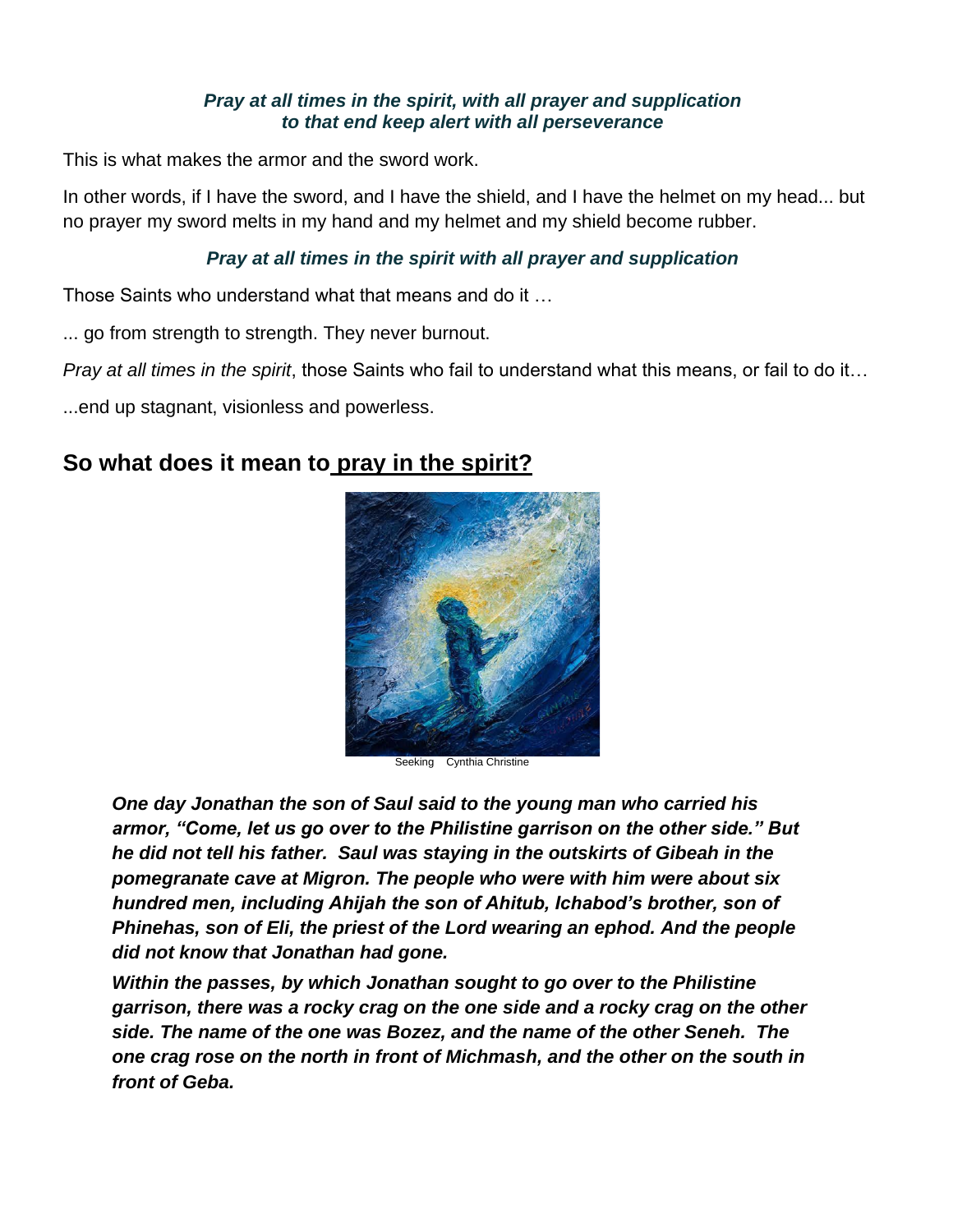***Pray at all times in the spirit, with all prayer and supplication***
***to that end keep alert with all perseverance***

This is what makes the armor and the sword work.

In other words, if I have the sword, and I have the shield, and I have the helmet on my head... but no prayer my sword melts in my hand and my helmet and my shield become rubber.

***Pray at all times in the spirit with all prayer and supplication***

Those Saints who understand what that means and do it …

... go from strength to strength. They never burnout.

*Pray at all times in the spirit*, those Saints who fail to understand what this means, or fail to do it…

...end up stagnant, visionless and powerless.

## So what does it mean to pray in the spirit?

Seeking Cynthia Christine

***One day Jonathan the son of Saul said to the young man who carried his armor, "Come, let us go over to the Philistine garrison on the other side." But he did not tell his father. Saul was staying in the outskirts of Gibeah in the pomegranate cave at Migron. The people who were with him were about six hundred men, including Ahijah the son of Ahitub, Ichabod's brother, son of Phinehas, son of Eli, the priest of the Lord wearing an ephod. And the people did not know that Jonathan had gone.***

***Within the passes, by which Jonathan sought to go over to the Philistine garrison, there was a rocky crag on the one side and a rocky crag on the other side. The name of the one was Bozez, and the name of the other Seneh. The one crag rose on the north in front of Michmash, and the other on the south in front of Geba.***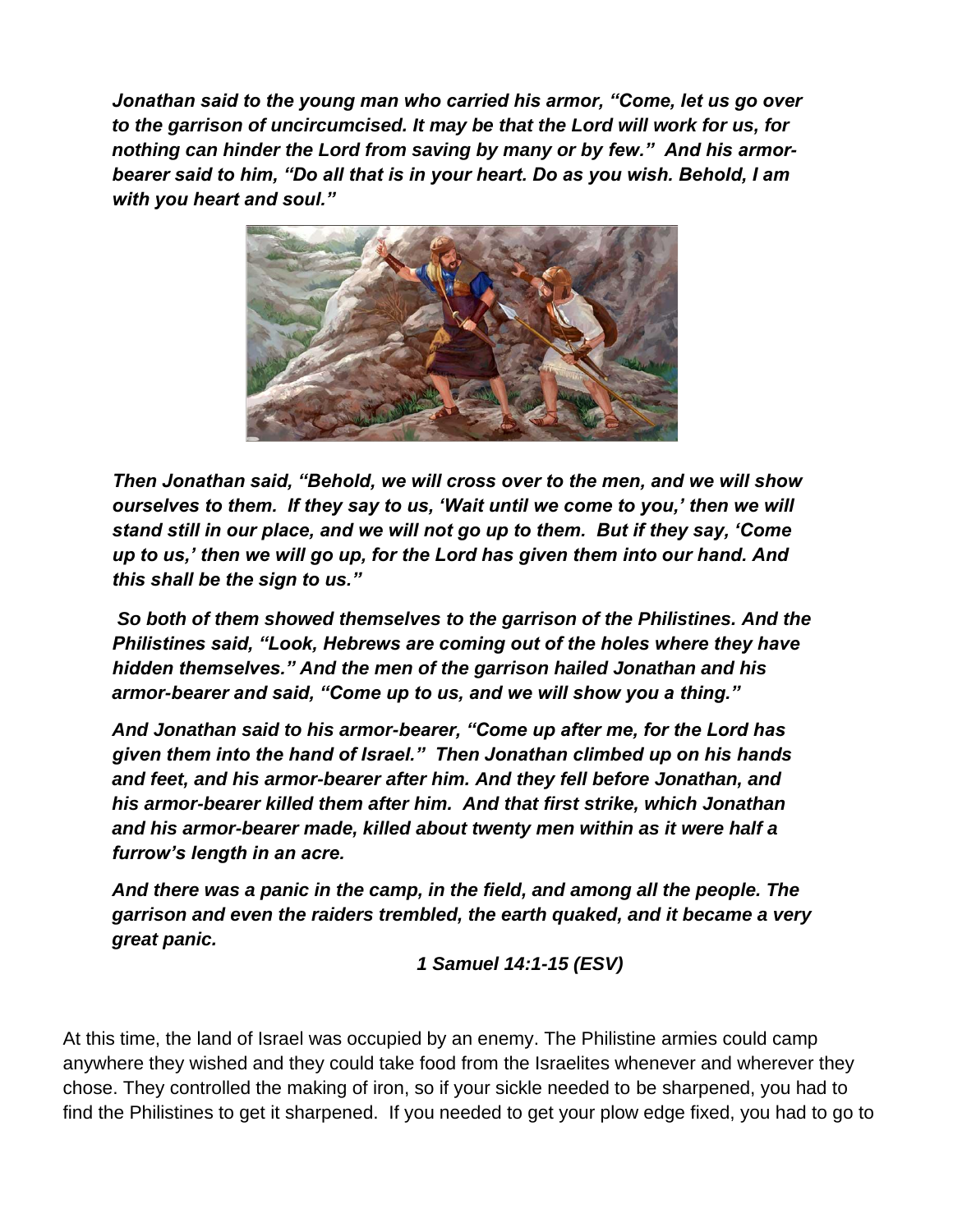***Jonathan said to the young man who carried his armor, "Come, let us go over to the garrison of uncircumcised. It may be that the Lord will work for us, for nothing can hinder the Lord from saving by many or by few." And his armor-bearer said to him, "Do all that is in your heart. Do as you wish. Behold, I am with you heart and soul."***

***Then Jonathan said, "Behold, we will cross over to the men, and we will show ourselves to them. If they say to us, 'Wait until we come to you,' then we will stand still in our place, and we will not go up to them. But if they say, 'Come up to us,' then we will go up, for the Lord has given them into our hand. And this shall be the sign to us."***

***So both of them showed themselves to the garrison of the Philistines. And the Philistines said, "Look, Hebrews are coming out of the holes where they have hidden themselves." And the men of the garrison hailed Jonathan and his armor-bearer and said, "Come up to us, and we will show you a thing."***

***And Jonathan said to his armor-bearer, "Come up after me, for the Lord has given them into the hand of Israel." Then Jonathan climbed up on his hands and feet, and his armor-bearer after him. And they fell before Jonathan, and his armor-bearer killed them after him. And that first strike, which Jonathan and his armor-bearer made, killed about twenty men within as it were half a furrow's length in an acre.***

***And there was a panic in the camp, in the field, and among all the people. The garrison and even the raiders trembled, the earth quaked, and it became a very great panic.***

***1 Samuel 14:1-15 (ESV)***

At this time, the land of Israel was occupied by an enemy. The Philistine armies could camp anywhere they wished and they could take food from the Israelites whenever and wherever they chose. They controlled the making of iron, so if your sickle needed to be sharpened, you had to find the Philistines to get it sharpened. If you needed to get your plow edge fixed, you had to go to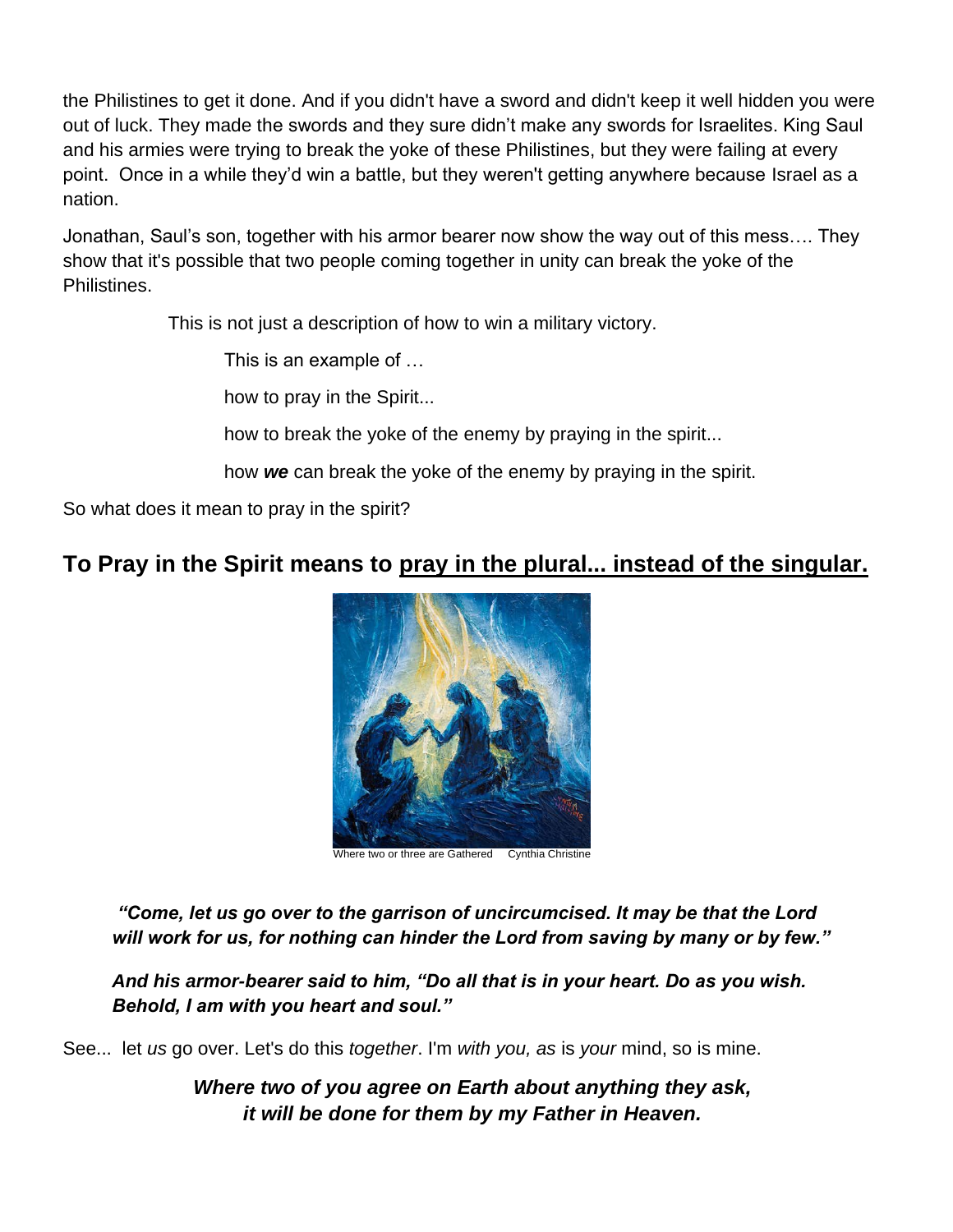the Philistines to get it done. And if you didn't have a sword and didn't keep it well hidden you were out of luck. They made the swords and they sure didn't make any swords for Israelites. King Saul and his armies were trying to break the yoke of these Philistines, but they were failing at every point. Once in a while they'd win a battle, but they weren't getting anywhere because Israel as a nation.

Jonathan, Saul's son, together with his armor bearer now show the way out of this mess…. They show that it's possible that two people coming together in unity can break the yoke of the Philistines.

This is not just a description of how to win a military victory.

This is an example of …

how to pray in the Spirit...

how to break the yoke of the enemy by praying in the spirit...

how ***we*** can break the yoke of the enemy by praying in the spirit.

So what does it mean to pray in the spirit?

## To Pray in the Spirit means to <u>pray in the plural... instead of the singular.</u>

Where two or three are Gathered    Cynthia Christine

***"Come, let us go over to the garrison of uncircumcised. It may be that the Lord will work for us, for nothing can hinder the Lord from saving by many or by few."***

***And his armor-bearer said to him, "Do all that is in your heart. Do as you wish. Behold, I am with you heart and soul."***

See... let *us* go over. Let's do this *together*. I'm *with you, as* is *your* mind, so is mine.

***Where two of you agree on Earth about anything they ask, it will be done for them by my Father in Heaven.***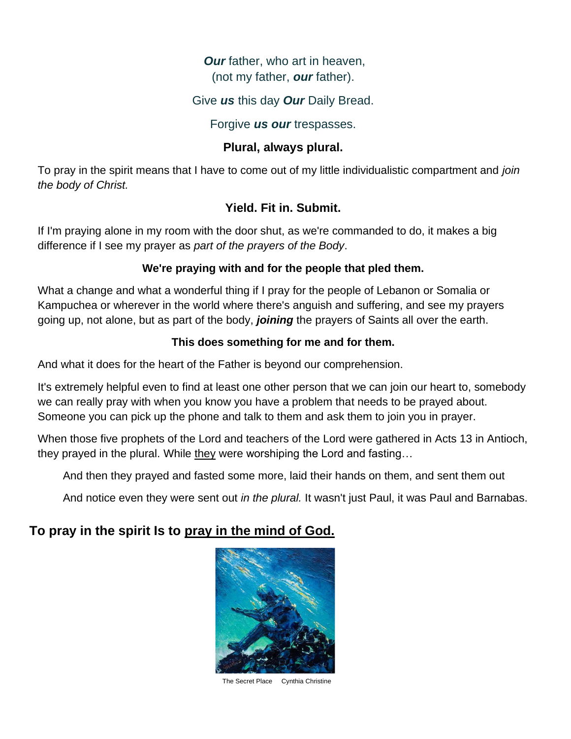***Our*** father, who art in heaven,
(not my father, ***our*** father).

Give ***us*** this day ***Our*** Daily Bread.

Forgive ***us our*** trespasses.

**Plural, always plural.**

To pray in the spirit means that I have to come out of my little individualistic compartment and *join the body of Christ.*

**Yield. Fit in. Submit.**

If I'm praying alone in my room with the door shut, as we're commanded to do, it makes a big difference if I see my prayer as *part of the prayers of the Body*.

**We're praying with and for the people that pled them.**

What a change and what a wonderful thing if I pray for the people of Lebanon or Somalia or Kampuchea or wherever in the world where there's anguish and suffering, and see my prayers going up, not alone, but as part of the body, ***joining*** the prayers of Saints all over the earth.

**This does something for me and for them.**

And what it does for the heart of the Father is beyond our comprehension.

It's extremely helpful even to find at least one other person that we can join our heart to, somebody we can really pray with when you know you have a problem that needs to be prayed about. Someone you can pick up the phone and talk to them and ask them to join you in prayer.

When those five prophets of the Lord and teachers of the Lord were gathered in Acts 13 in Antioch, they prayed in the plural. While they were worshiping the Lord and fasting…

And then they prayed and fasted some more, laid their hands on them, and sent them out

And notice even they were sent out *in the plural.* It wasn't just Paul, it was Paul and Barnabas.

## To pray in the spirit Is to pray in the mind of God.

The Secret Place Cynthia Christine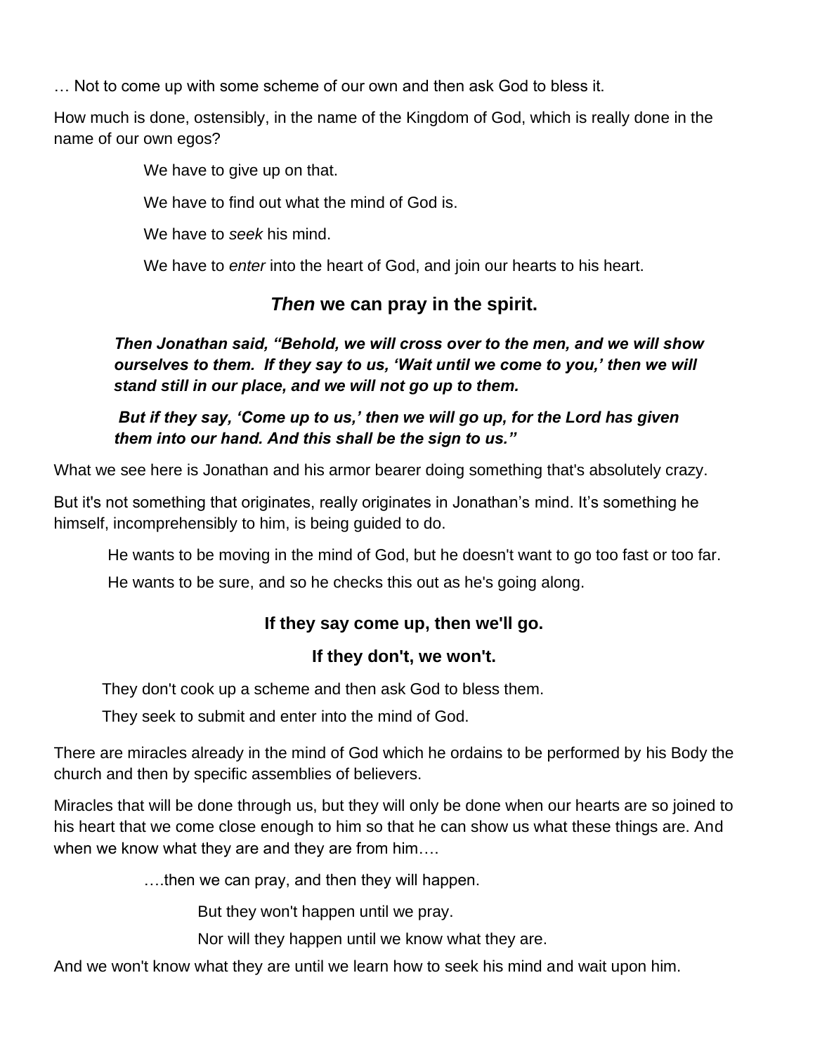… Not to come up with some scheme of our own and then ask God to bless it.

How much is done, ostensibly, in the name of the Kingdom of God, which is really done in the name of our own egos?

We have to give up on that.

We have to find out what the mind of God is.

We have to *seek* his mind.

We have to *enter* into the heart of God, and join our hearts to his heart.

## ***Then*** **we can pray in the spirit.**

***Then Jonathan said, "Behold, we will cross over to the men, and we will show ourselves to them. If they say to us, 'Wait until we come to you,' then we will stand still in our place, and we will not go up to them.***

***But if they say, 'Come up to us,' then we will go up, for the Lord has given them into our hand. And this shall be the sign to us."***

What we see here is Jonathan and his armor bearer doing something that's absolutely crazy.

But it's not something that originates, really originates in Jonathan's mind. It's something he himself, incomprehensibly to him, is being guided to do.

He wants to be moving in the mind of God, but he doesn't want to go too fast or too far.

He wants to be sure, and so he checks this out as he's going along.

**If they say come up, then we'll go.**

**If they don't, we won't.**

They don't cook up a scheme and then ask God to bless them.

They seek to submit and enter into the mind of God.

There are miracles already in the mind of God which he ordains to be performed by his Body the church and then by specific assemblies of believers.

Miracles that will be done through us, but they will only be done when our hearts are so joined to his heart that we come close enough to him so that he can show us what these things are. And when we know what they are and they are from him….

….then we can pray, and then they will happen.

But they won't happen until we pray.

Nor will they happen until we know what they are.

And we won't know what they are until we learn how to seek his mind and wait upon him.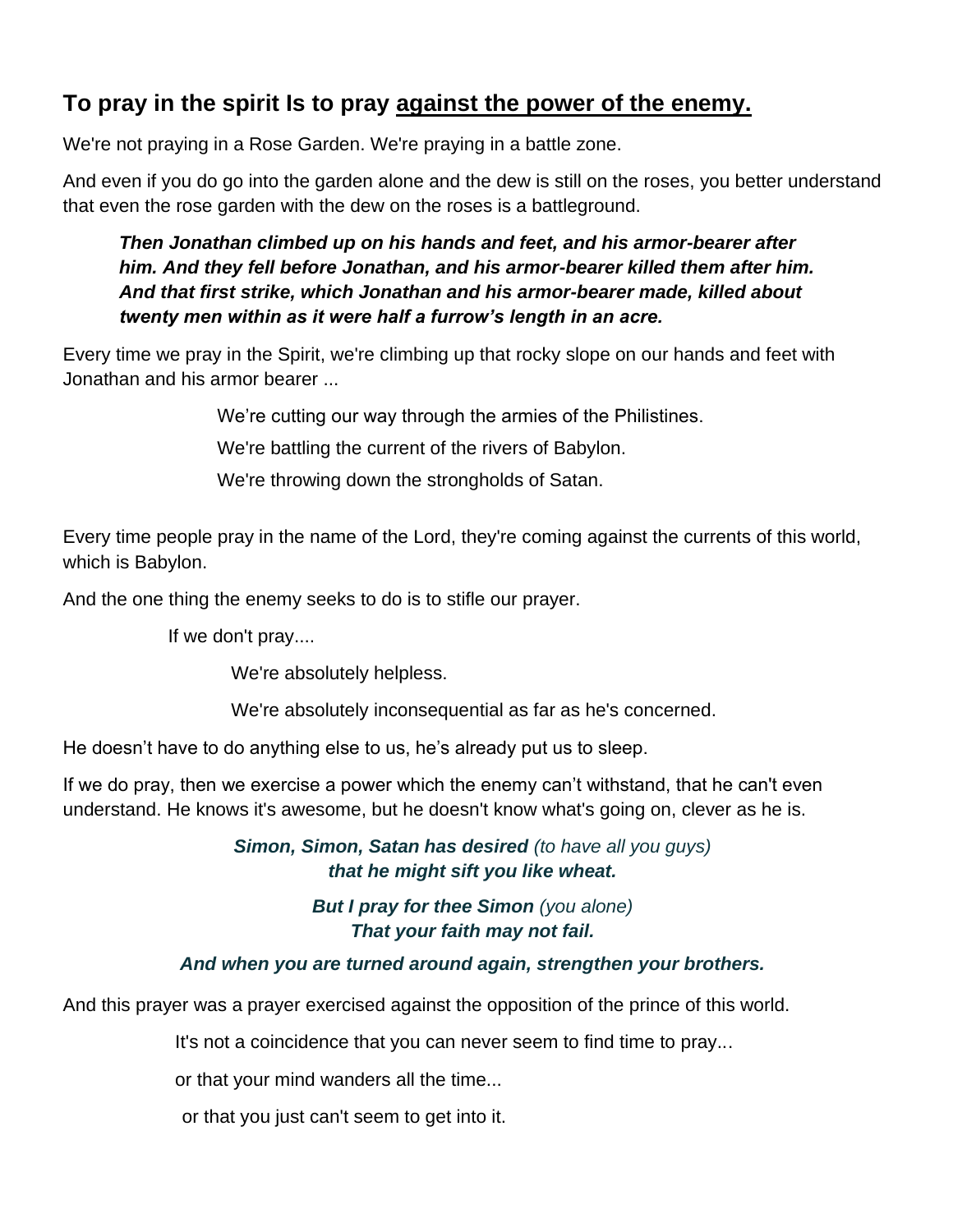## To pray in the spirit Is to pray <u>against the power of the enemy.</u>

We're not praying in a Rose Garden. We're praying in a battle zone.

And even if you do go into the garden alone and the dew is still on the roses, you better understand that even the rose garden with the dew on the roses is a battleground.

> ***Then Jonathan climbed up on his hands and feet, and his armor-bearer after him. And they fell before Jonathan, and his armor-bearer killed them after him. And that first strike, which Jonathan and his armor-bearer made, killed about twenty men within as it were half a furrow's length in an acre.***

Every time we pray in the Spirit, we're climbing up that rocky slope on our hands and feet with Jonathan and his armor bearer ...

We're cutting our way through the armies of the Philistines.

We're battling the current of the rivers of Babylon.

We're throwing down the strongholds of Satan.

Every time people pray in the name of the Lord, they're coming against the currents of this world, which is Babylon.

And the one thing the enemy seeks to do is to stifle our prayer.

If we don't pray....

We're absolutely helpless.

We're absolutely inconsequential as far as he's concerned.

He doesn't have to do anything else to us, he's already put us to sleep.

If we do pray, then we exercise a power which the enemy can't withstand, that he can't even understand. He knows it's awesome, but he doesn't know what's going on, clever as he is.

***Simon, Simon, Satan has desired*** *(to have all you guys)*
***that he might sift you like wheat.***

***But I pray for thee Simon*** *(you alone)*
***That your faith may not fail.***

***And when you are turned around again, strengthen your brothers.***

And this prayer was a prayer exercised against the opposition of the prince of this world.

It's not a coincidence that you can never seem to find time to pray...

or that your mind wanders all the time...

or that you just can't seem to get into it.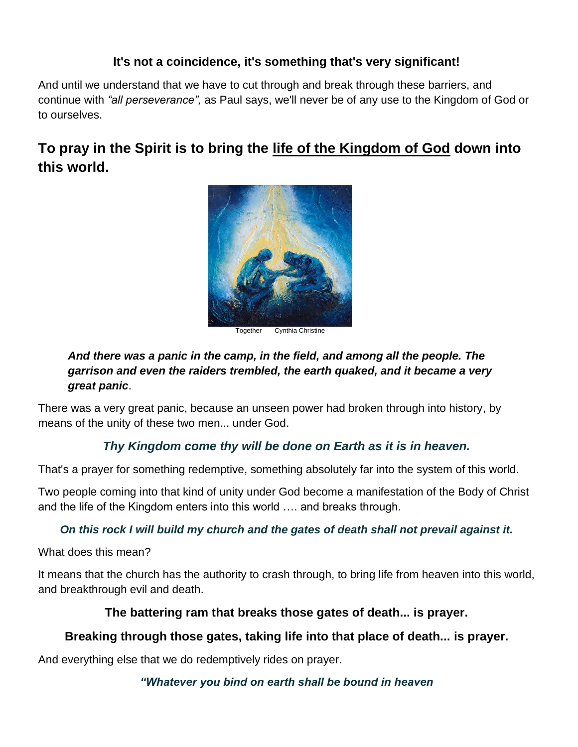**It's not a coincidence, it's something that's very significant!**

And until we understand that we have to cut through and break through these barriers, and continue with *"all perseverance",* as Paul says, we'll never be of any use to the Kingdom of God or to ourselves.

## To pray in the Spirit is to bring the life of the Kingdom of God down into this world.

Together    Cynthia Christine

> ***And there was a panic in the camp, in the field, and among all the people. The garrison and even the raiders trembled, the earth quaked, and it became a very great panic*.**

There was a very great panic, because an unseen power had broken through into history, by means of the unity of these two men... under God.

***Thy Kingdom come thy will be done on Earth as it is in heaven.***

That's a prayer for something redemptive, something absolutely far into the system of this world.

Two people coming into that kind of unity under God become a manifestation of the Body of Christ and the life of the Kingdom enters into this world …. and breaks through.

***On this rock I will build my church and the gates of death shall not prevail against it.***

What does this mean?

It means that the church has the authority to crash through, to bring life from heaven into this world, and breakthrough evil and death.

**The battering ram that breaks those gates of death... is prayer.**

**Breaking through those gates, taking life into that place of death... is prayer.**

And everything else that we do redemptively rides on prayer.

***"Whatever you bind on earth shall be bound in heaven***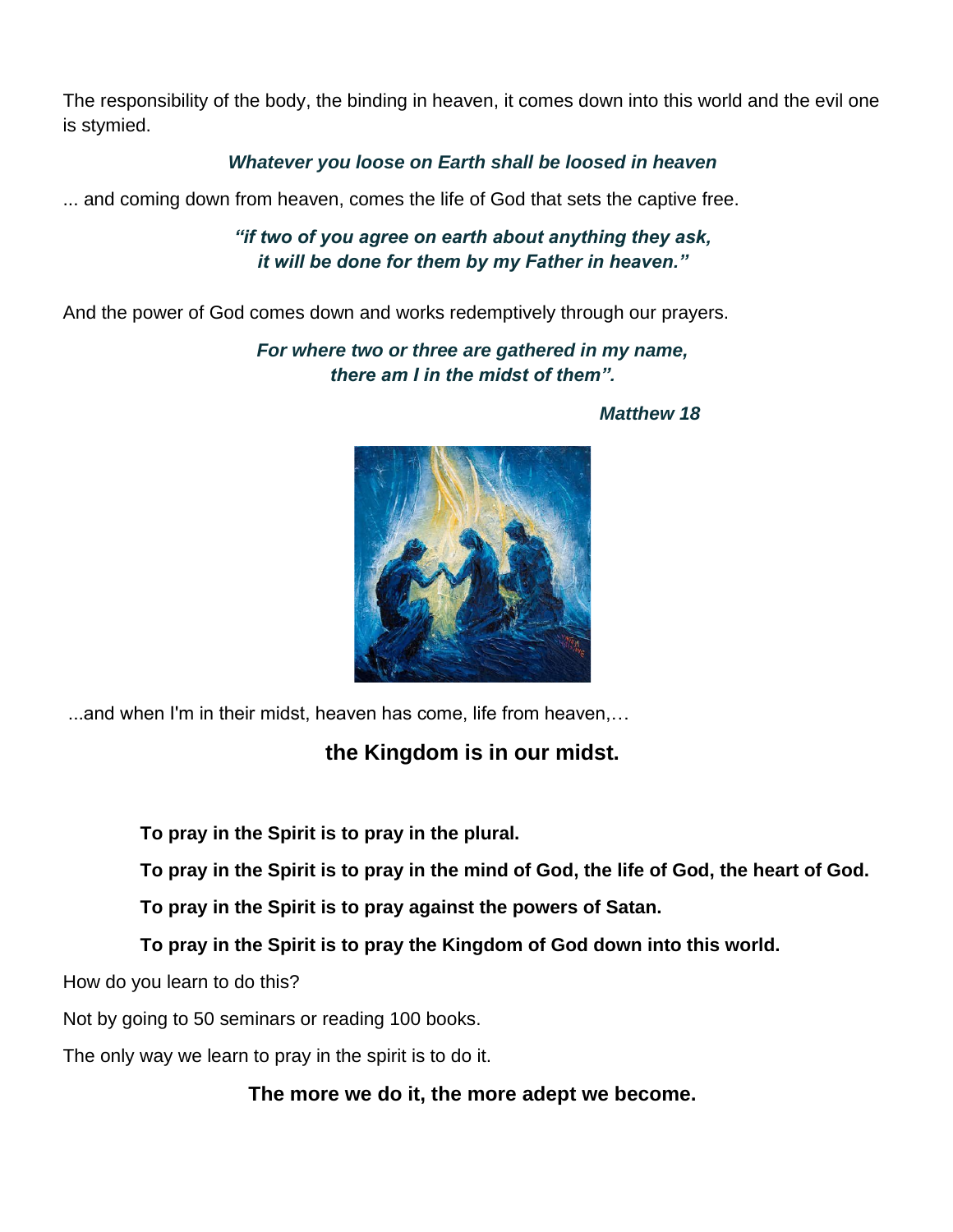The responsibility of the body, the binding in heaven, it comes down into this world and the evil one is stymied.

***Whatever you loose on Earth shall be loosed in heaven***

... and coming down from heaven, comes the life of God that sets the captive free.

***"if two of you agree on earth about anything they ask,***
***it will be done for them by my Father in heaven."***

And the power of God comes down and works redemptively through our prayers.

***For where two or three are gathered in my name,***
***there am I in the midst of them".***

***Matthew 18***

...and when I'm in their midst, heaven has come, life from heaven,…

**the Kingdom is in our midst.**

**To pray in the Spirit is to pray in the plural.**

**To pray in the Spirit is to pray in the mind of God, the life of God, the heart of God.**

**To pray in the Spirit is to pray against the powers of Satan.**

**To pray in the Spirit is to pray the Kingdom of God down into this world.**

How do you learn to do this?

Not by going to 50 seminars or reading 100 books.

The only way we learn to pray in the spirit is to do it.

**The more we do it, the more adept we become.**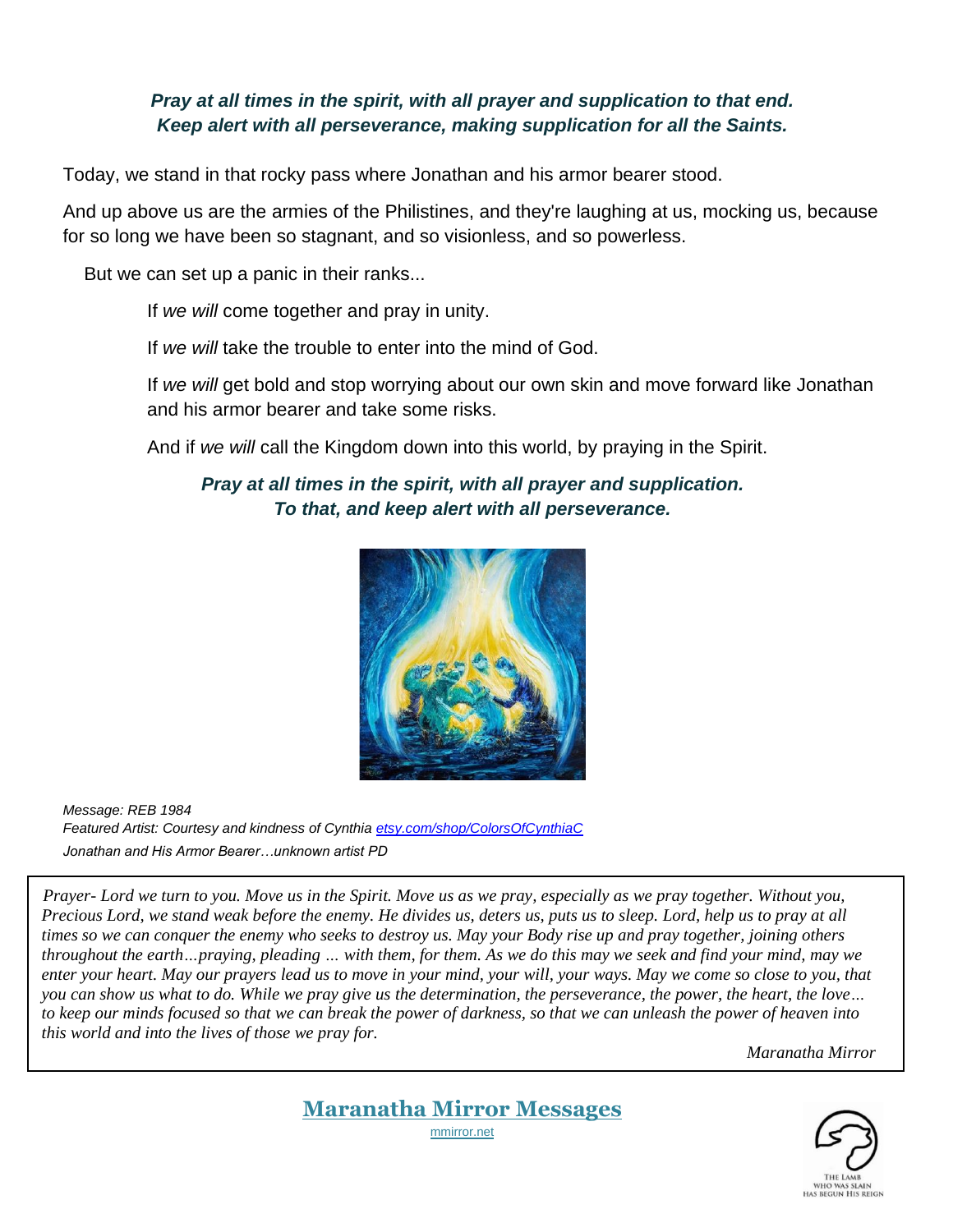***Pray at all times in the spirit, with all prayer and supplication to that end.***
***Keep alert with all perseverance, making supplication for all the Saints.***

Today, we stand in that rocky pass where Jonathan and his armor bearer stood.

And up above us are the armies of the Philistines, and they're laughing at us, mocking us, because for so long we have been so stagnant, and so visionless, and so powerless.

But we can set up a panic in their ranks...

If *we will* come together and pray in unity.

If *we will* take the trouble to enter into the mind of God.

If *we will* get bold and stop worrying about our own skin and move forward like Jonathan and his armor bearer and take some risks.

And if *we will* call the Kingdom down into this world, by praying in the Spirit.

***Pray at all times in the spirit, with all prayer and supplication.***
***To that, and keep alert with all perseverance.***

*Message: REB 1984*
*Featured Artist: Courtesy and kindness of Cynthia [etsy.com/shop/ColorsOfCynthiaC](etsy.com/shop/ColorsOfCynthiaC)*
*Jonathan and His Armor Bearer…unknown artist PD*

*Prayer- Lord we turn to you. Move us in the Spirit. Move us as we pray, especially as we pray together. Without you, Precious Lord, we stand weak before the enemy. He divides us, deters us, puts us to sleep. Lord, help us to pray at all times so we can conquer the enemy who seeks to destroy us. May your Body rise up and pray together, joining others throughout the earth…praying, pleading … with them, for them. As we do this may we seek and find your mind, may we enter your heart. May our prayers lead us to move in your mind, your will, your ways. May we come so close to you, that you can show us what to do. While we pray give us the determination, the perseverance, the power, the heart, the love… to keep our minds focused so that we can break the power of darkness, so that we can unleash the power of heaven into this world and into the lives of those we pray for.*

*Maranatha Mirror*

**Maranatha Mirror Messages**
mmirror.net

THE LAMB WHO WAS SLAIN HAS BEGUN HIS REIGN